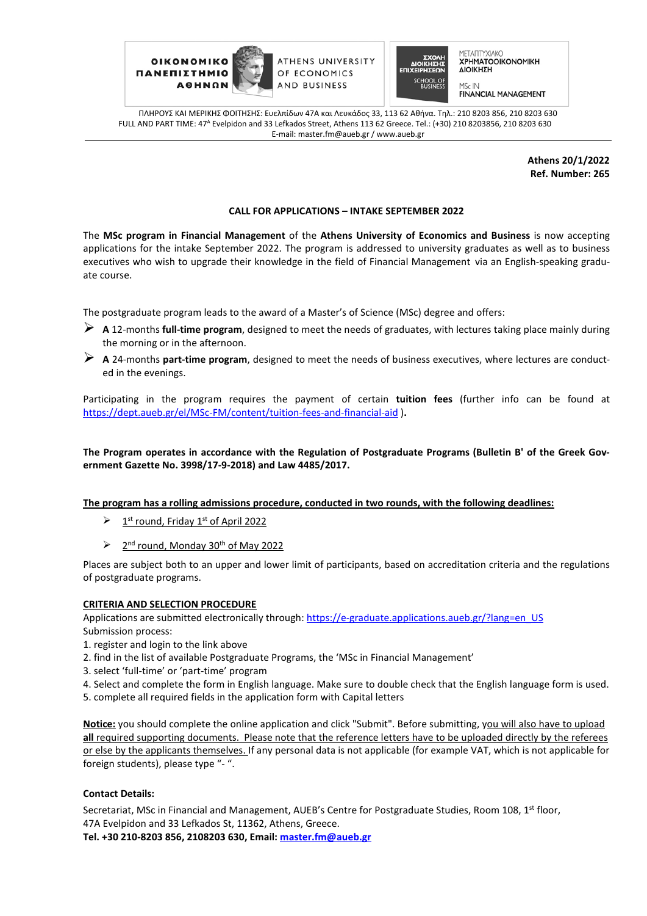ΟΙΚΟΝΟΜΙΚΟ ΠΑΝΕΠΙΣΤΗΜΙΟ ΑΘΗΝΩΝ — ATHENS UNIVERSITY OF ECONOMICS AND BUSINESS

ΣΧΟΛΗ ΔΙΟΙΚΗΣΗΣ ΕΠΙΧΕΙΡΗΣΕΩΝ — SCHOOL OF BUSINESS

ΜΕΤΑΠΤΥΧΙΑΚΟ ΧΡΗΜΑΤΟΟΙΚΟΝΟΜΙΚΗ ΔΙΟΙΚΗΣΗ — MSc IN FINANCIAL MANAGEMENT

ΠΛΗΡΟΥΣ ΚΑΙ ΜΕΡΙΚΗΣ ΦΟΙΤΗΣΗΣ: Ευελπίδων 47Α και Λευκάδος 33, 113 62 Αθήνα. Τηλ.: 210 8203 856, 210 8203 630
FULL AND PART TIME: 47A Evelpidon and 33 Lefkados Street, Athens 113 62 Greece. Tel.: (+30) 210 8203856, 210 8203 630
E-mail: master.fm@aueb.gr / www.aueb.gr

**Athens 20/1/2022**
**Ref. Number: 265**

**CALL FOR APPLICATIONS – INTAKE SEPTEMBER 2022**

The **MSc program in Financial Management** of the **Athens University of Economics and Business** is now accepting applications for the intake September 2022. The program is addressed to university graduates as well as to business executives who wish to upgrade their knowledge in the field of Financial Management via an English-speaking graduate course.

The postgraduate program leads to the award of a Master's of Science (MSc) degree and offers:

- **A** 12-months **full-time program**, designed to meet the needs of graduates, with lectures taking place mainly during the morning or in the afternoon.
- **A** 24-months **part-time program**, designed to meet the needs of business executives, where lectures are conducted in the evenings.

Participating in the program requires the payment of certain **tuition fees** (further info can be found at https://dept.aueb.gr/el/MSc-FM/content/tuition-fees-and-financial-aid ).

**The Program operates in accordance with the Regulation of Postgraduate Programs (Bulletin B' of the Greek Government Gazette No. 3998/17-9-2018) and Law 4485/2017.**

**The program has a rolling admissions procedure, conducted in two rounds, with the following deadlines:**

- 1st round, Friday 1st of April 2022
- 2nd round, Monday 30th of May 2022

Places are subject both to an upper and lower limit of participants, based on accreditation criteria and the regulations of postgraduate programs.

**CRITERIA AND SELECTION PROCEDURE**

Applications are submitted electronically through: https://e-graduate.applications.aueb.gr/?lang=en_US

Submission process:

1. register and login to the link above
2. find in the list of available Postgraduate Programs, the 'MSc in Financial Management'
3. select 'full-time' or 'part-time' program
4. Select and complete the form in English language. Make sure to double check that the English language form is used.
5. complete all required fields in the application form with Capital letters

**Notice:** you should complete the online application and click "Submit". Before submitting, you will also have to upload **all** required supporting documents. Please note that the reference letters have to be uploaded directly by the referees or else by the applicants themselves. If any personal data is not applicable (for example VAT, which is not applicable for foreign students), please type "- ".

**Contact Details:**

Secretariat, MSc in Financial and Management, AUEB's Centre for Postgraduate Studies, Room 108, 1st floor, 47A Evelpidon and 33 Lefkados St, 11362, Athens, Greece.

**Tel. +30 210-8203 856, 2108203 630, Email: master.fm@aueb.gr**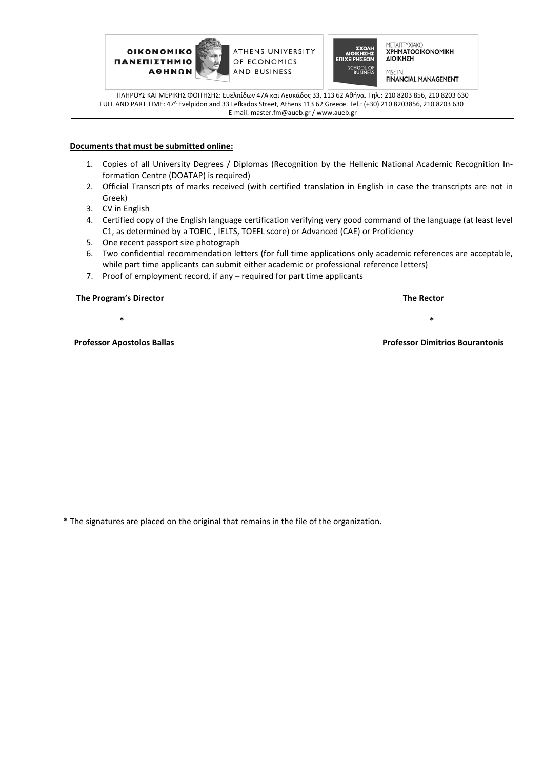**Documents that must be submitted online:**

1. Copies of all University Degrees / Diplomas (Recognition by the Hellenic National Academic Recognition Information Centre (DOATAP) is required)
2. Official Transcripts of marks received (with certified translation in English in case the transcripts are not in Greek)
3. CV in English
4. Certified copy of the English language certification verifying very good command of the language (at least level C1, as determined by a TOEIC , IELTS, TOEFL score) or Advanced (CAE) or Proficiency
5. One recent passport size photograph
6. Two confidential recommendation letters (for full time applications only academic references are acceptable, while part time applicants can submit either academic or professional reference letters)
7. Proof of employment record, if any – required for part time applicants

| | |
|---|---|
| **The Program's Director** | **The Rector** |
| * | * |
| **Professor Apostolos Ballas** | **Professor Dimitrios Bourantonis** |

* The signatures are placed on the original that remains in the file of the organization.